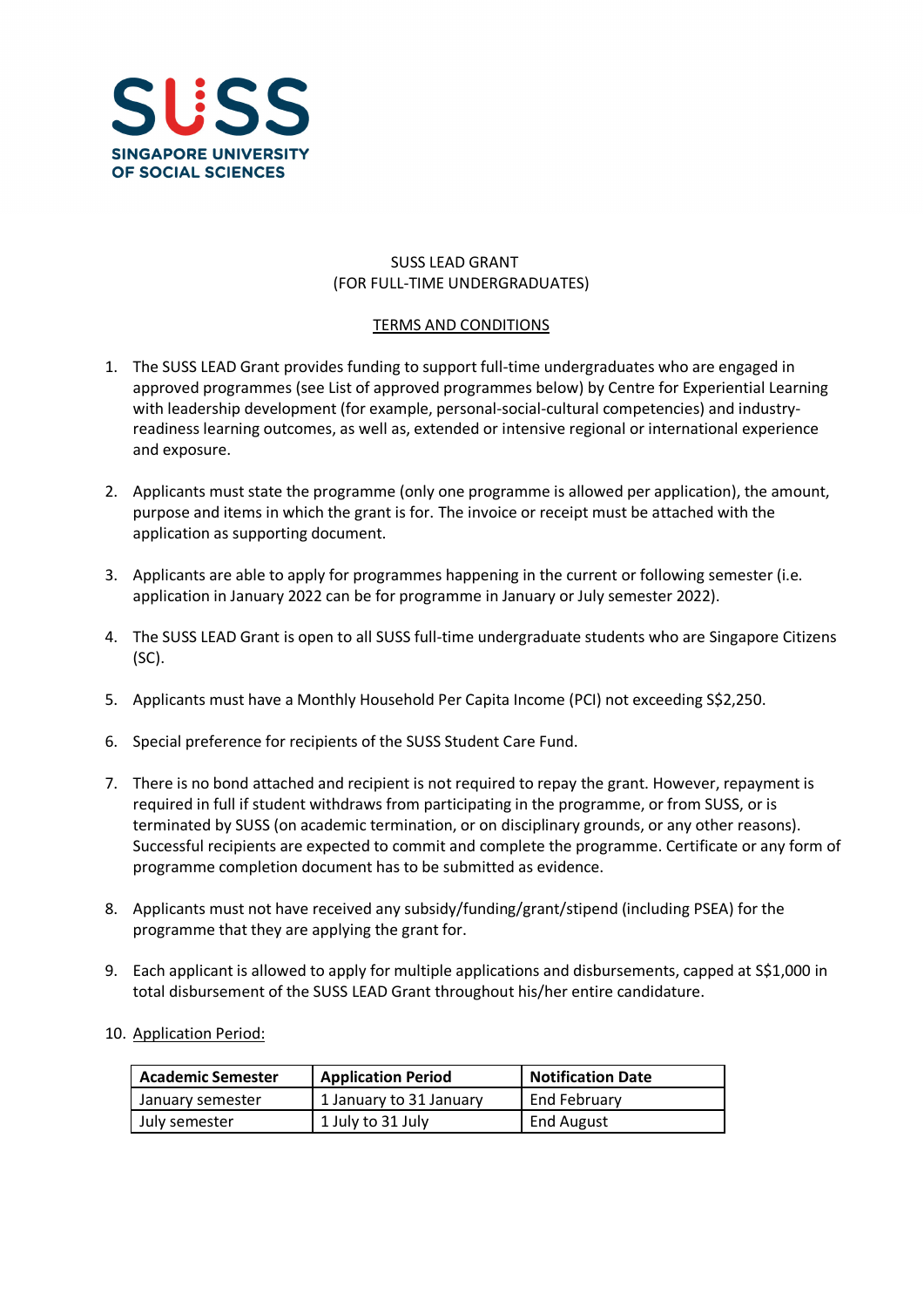SUSS

SINGAPORE UNIVERSITY OF SOCIAL SCIENCES

# SUSS LEAD GRANT
## (FOR FULL-TIME UNDERGRADUATES)

### TERMS AND CONDITIONS

1. The SUSS LEAD Grant provides funding to support full-time undergraduates who are engaged in approved programmes (see List of approved programmes below) by Centre for Experiential Learning with leadership development (for example, personal-social-cultural competencies) and industry-readiness learning outcomes, as well as, extended or intensive regional or international experience and exposure.

2. Applicants must state the programme (only one programme is allowed per application), the amount, purpose and items in which the grant is for. The invoice or receipt must be attached with the application as supporting document.

3. Applicants are able to apply for programmes happening in the current or following semester (i.e. application in January 2022 can be for programme in January or July semester 2022).

4. The SUSS LEAD Grant is open to all SUSS full-time undergraduate students who are Singapore Citizens (SC).

5. Applicants must have a Monthly Household Per Capita Income (PCI) not exceeding S$2,250.

6. Special preference for recipients of the SUSS Student Care Fund.

7. There is no bond attached and recipient is not required to repay the grant. However, repayment is required in full if student withdraws from participating in the programme, or from SUSS, or is terminated by SUSS (on academic termination, or on disciplinary grounds, or any other reasons). Successful recipients are expected to commit and complete the programme. Certificate or any form of programme completion document has to be submitted as evidence.

8. Applicants must not have received any subsidy/funding/grant/stipend (including PSEA) for the programme that they are applying the grant for.

9. Each applicant is allowed to apply for multiple applications and disbursements, capped at S$1,000 in total disbursement of the SUSS LEAD Grant throughout his/her entire candidature.

10. Application Period:

| Academic Semester | Application Period | Notification Date |
|---|---|---|
| January semester | 1 January to 31 January | End February |
| July semester | 1 July to 31 July | End August |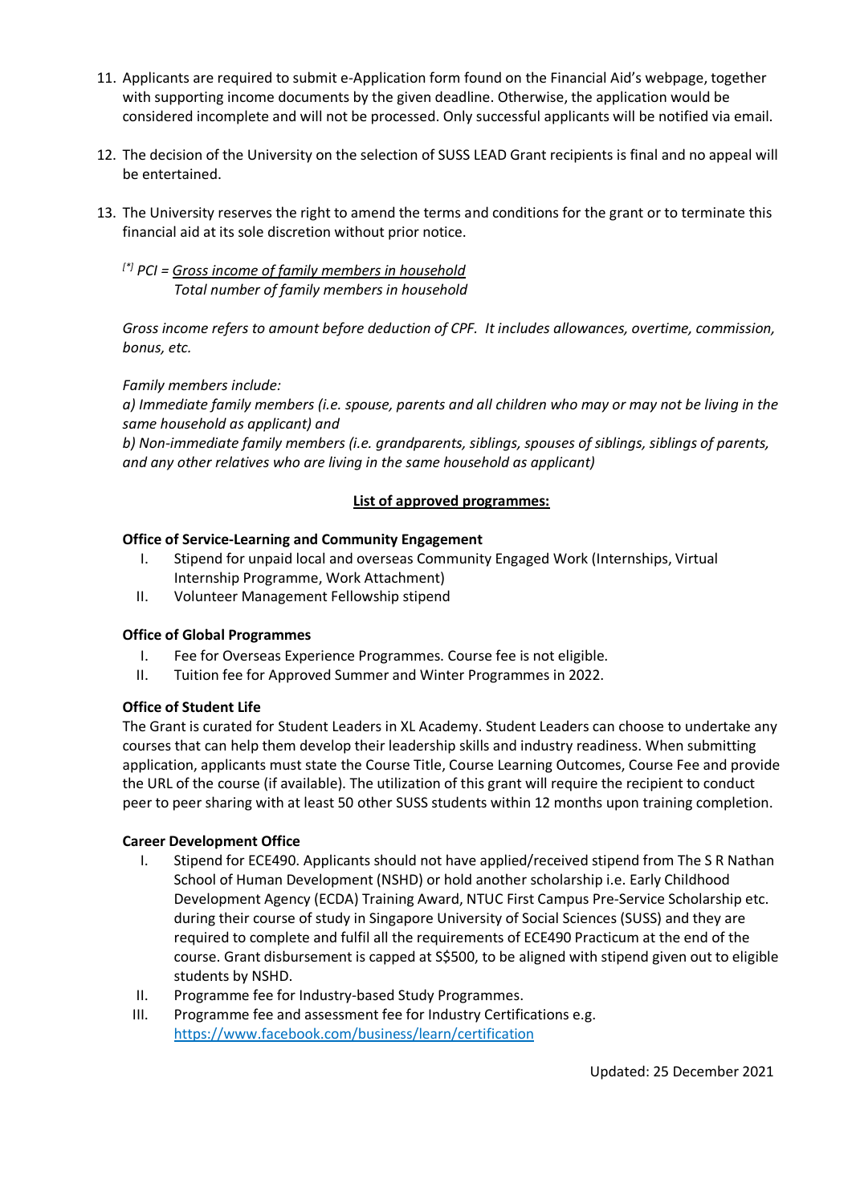11. Applicants are required to submit e-Application form found on the Financial Aid's webpage, together with supporting income documents by the given deadline. Otherwise, the application would be considered incomplete and will not be processed. Only successful applicants will be notified via email.

12. The decision of the University on the selection of SUSS LEAD Grant recipients is final and no appeal will be entertained.

13. The University reserves the right to amend the terms and conditions for the grant or to terminate this financial aid at its sole discretion without prior notice.

*[\*] PCI =* $\dfrac{\textit{Gross income of family members in household}}{\textit{Total number of family members in household}}$

*Gross income refers to amount before deduction of CPF. It includes allowances, overtime, commission, bonus, etc.*

*Family members include:*
*a) Immediate family members (i.e. spouse, parents and all children who may or may not be living in the same household as applicant) and*
*b) Non-immediate family members (i.e. grandparents, siblings, spouses of siblings, siblings of parents, and any other relatives who are living in the same household as applicant)*

**List of approved programmes:**

**Office of Service-Learning and Community Engagement**

I. Stipend for unpaid local and overseas Community Engaged Work (Internships, Virtual Internship Programme, Work Attachment)
II. Volunteer Management Fellowship stipend

**Office of Global Programmes**

I. Fee for Overseas Experience Programmes. Course fee is not eligible.
II. Tuition fee for Approved Summer and Winter Programmes in 2022.

**Office of Student Life**

The Grant is curated for Student Leaders in XL Academy. Student Leaders can choose to undertake any courses that can help them develop their leadership skills and industry readiness. When submitting application, applicants must state the Course Title, Course Learning Outcomes, Course Fee and provide the URL of the course (if available). The utilization of this grant will require the recipient to conduct peer to peer sharing with at least 50 other SUSS students within 12 months upon training completion.

**Career Development Office**

I. Stipend for ECE490. Applicants should not have applied/received stipend from The S R Nathan School of Human Development (NSHD) or hold another scholarship i.e. Early Childhood Development Agency (ECDA) Training Award, NTUC First Campus Pre-Service Scholarship etc. during their course of study in Singapore University of Social Sciences (SUSS) and they are required to complete and fulfil all the requirements of ECE490 Practicum at the end of the course. Grant disbursement is capped at S$500, to be aligned with stipend given out to eligible students by NSHD.
II. Programme fee for Industry-based Study Programmes.
III. Programme fee and assessment fee for Industry Certifications e.g. https://www.facebook.com/business/learn/certification

Updated: 25 December 2021